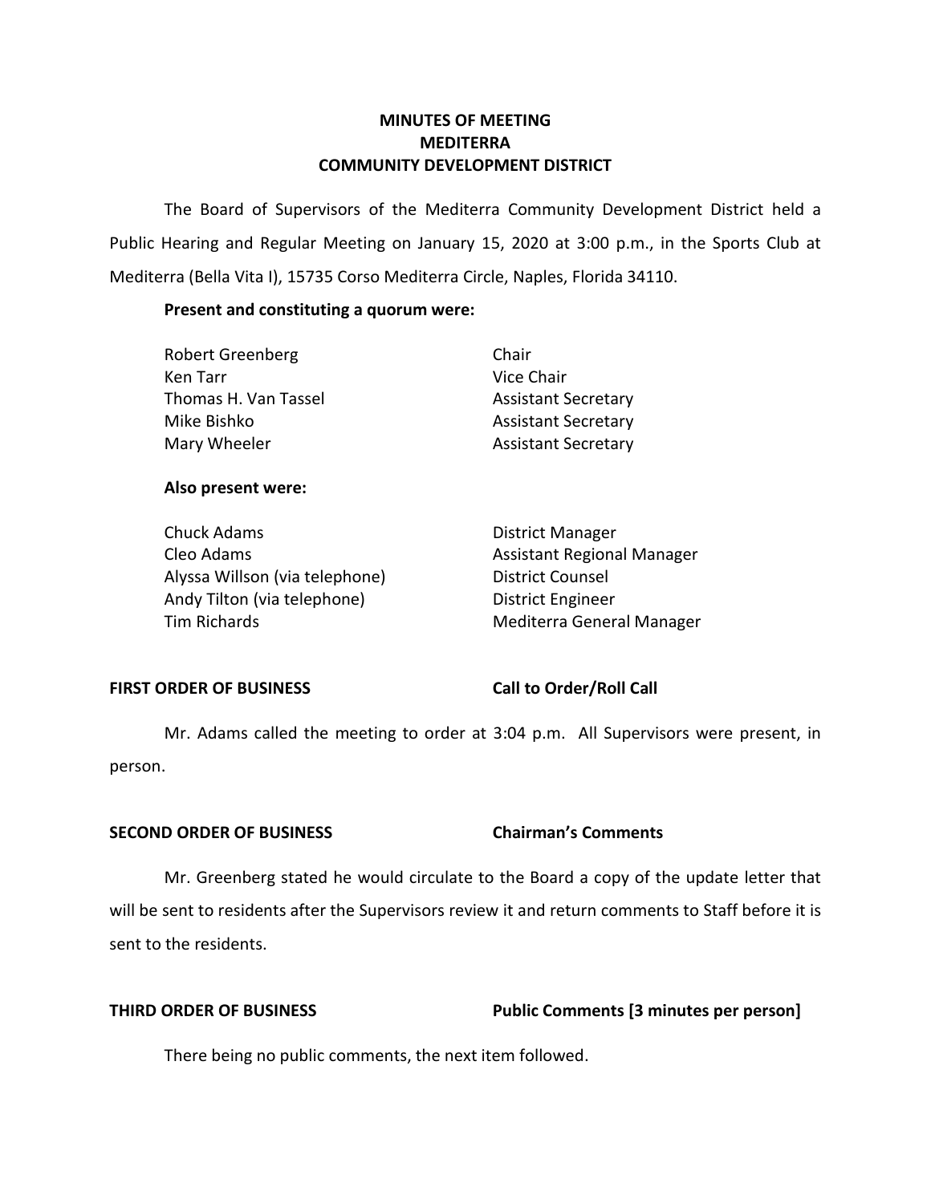# MINUTES OF MEETING
# MEDITERRA
# COMMUNITY DEVELOPMENT DISTRICT

The Board of Supervisors of the Mediterra Community Development District held a Public Hearing and Regular Meeting on January 15, 2020 at 3:00 p.m., in the Sports Club at Mediterra (Bella Vita I), 15735 Corso Mediterra Circle, Naples, Florida 34110.

**Present and constituting a quorum were:**

| | |
|---|---|
| Robert Greenberg | Chair |
| Ken Tarr | Vice Chair |
| Thomas H. Van Tassel | Assistant Secretary |
| Mike Bishko | Assistant Secretary |
| Mary Wheeler | Assistant Secretary |

**Also present were:**

| | |
|---|---|
| Chuck Adams | District Manager |
| Cleo Adams | Assistant Regional Manager |
| Alyssa Willson (via telephone) | District Counsel |
| Andy Tilton (via telephone) | District Engineer |
| Tim Richards | Mediterra General Manager |

**FIRST ORDER OF BUSINESS** **Call to Order/Roll Call**

Mr. Adams called the meeting to order at 3:04 p.m. All Supervisors were present, in person.

**SECOND ORDER OF BUSINESS** **Chairman's Comments**

Mr. Greenberg stated he would circulate to the Board a copy of the update letter that will be sent to residents after the Supervisors review it and return comments to Staff before it is sent to the residents.

**THIRD ORDER OF BUSINESS** **Public Comments [3 minutes per person]**

There being no public comments, the next item followed.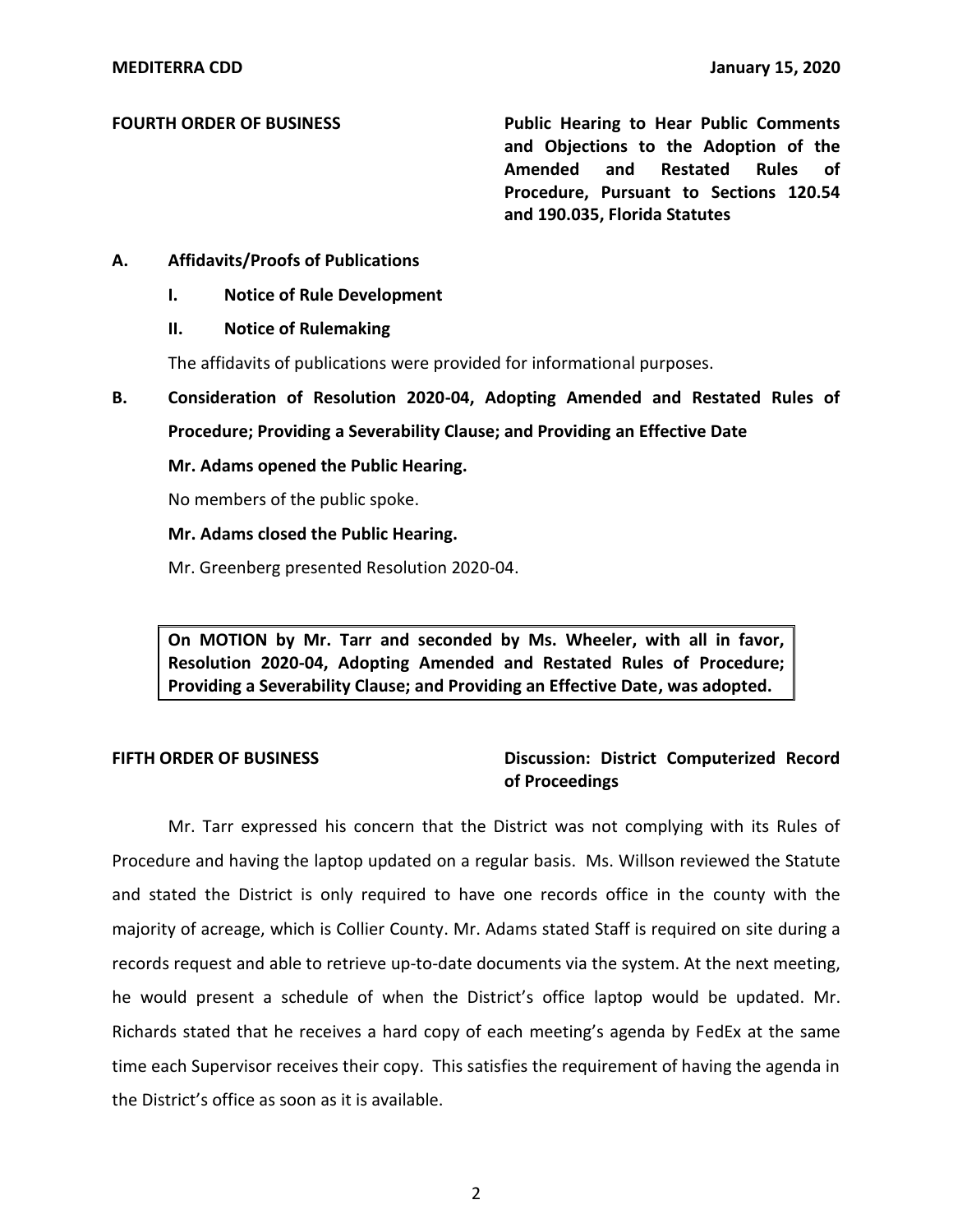**FOURTH ORDER OF BUSINESS** **Public Hearing to Hear Public Comments and Objections to the Adoption of the Amended and Restated Rules of Procedure, Pursuant to Sections 120.54 and 190.035, Florida Statutes**

**A. Affidavits/Proofs of Publications**

**I. Notice of Rule Development**

**II. Notice of Rulemaking**

The affidavits of publications were provided for informational purposes.

**B. Consideration of Resolution 2020-04, Adopting Amended and Restated Rules of Procedure; Providing a Severability Clause; and Providing an Effective Date**

**Mr. Adams opened the Public Hearing.**

No members of the public spoke.

**Mr. Adams closed the Public Hearing.**

Mr. Greenberg presented Resolution 2020-04.

> **On MOTION by Mr. Tarr and seconded by Ms. Wheeler, with all in favor, Resolution 2020-04, Adopting Amended and Restated Rules of Procedure; Providing a Severability Clause; and Providing an Effective Date, was adopted.**

**FIFTH ORDER OF BUSINESS** **Discussion: District Computerized Record of Proceedings**

Mr. Tarr expressed his concern that the District was not complying with its Rules of Procedure and having the laptop updated on a regular basis. Ms. Willson reviewed the Statute and stated the District is only required to have one records office in the county with the majority of acreage, which is Collier County. Mr. Adams stated Staff is required on site during a records request and able to retrieve up-to-date documents via the system. At the next meeting, he would present a schedule of when the District's office laptop would be updated. Mr. Richards stated that he receives a hard copy of each meeting's agenda by FedEx at the same time each Supervisor receives their copy. This satisfies the requirement of having the agenda in the District's office as soon as it is available.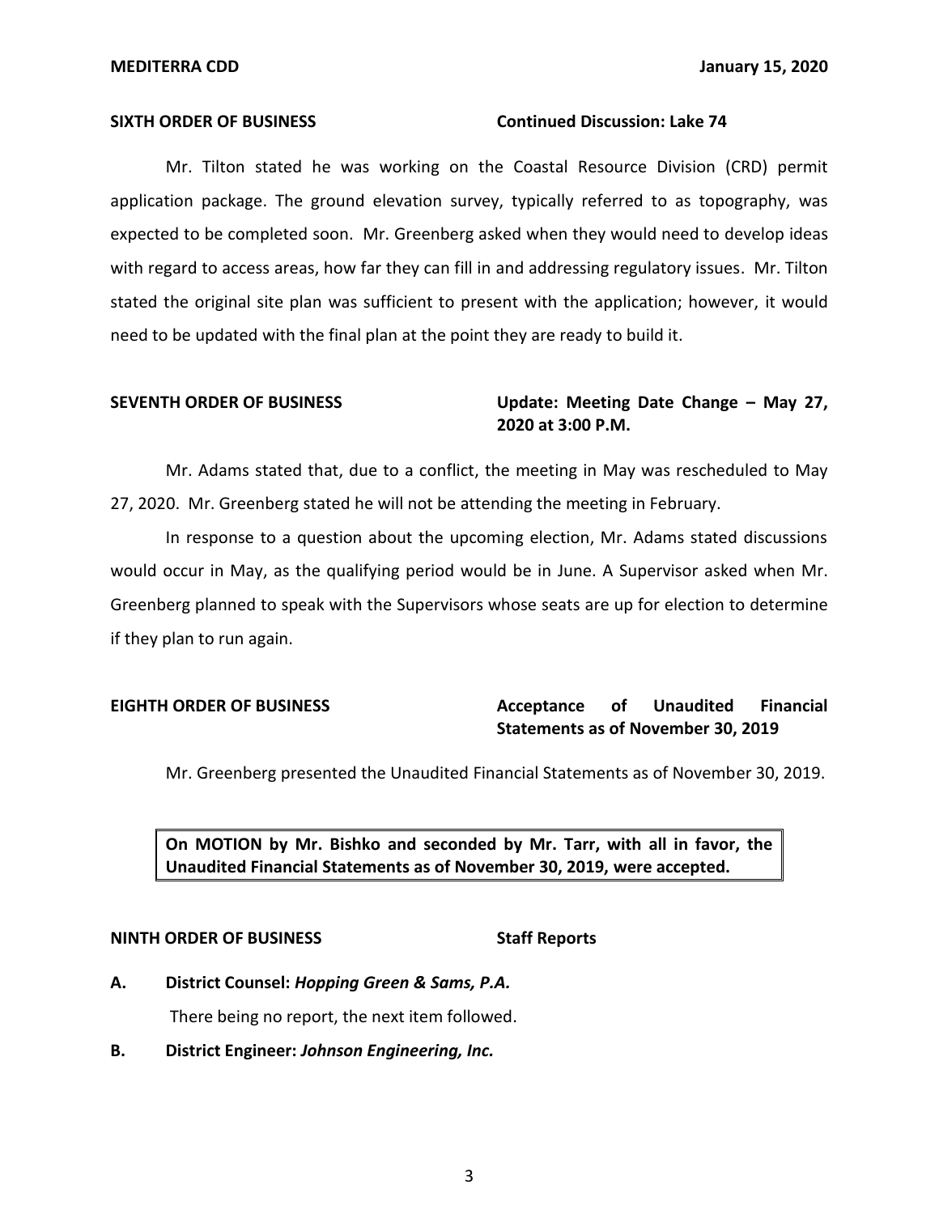**SIXTH ORDER OF BUSINESS** **Continued Discussion: Lake 74**

Mr. Tilton stated he was working on the Coastal Resource Division (CRD) permit application package. The ground elevation survey, typically referred to as topography, was expected to be completed soon. Mr. Greenberg asked when they would need to develop ideas with regard to access areas, how far they can fill in and addressing regulatory issues. Mr. Tilton stated the original site plan was sufficient to present with the application; however, it would need to be updated with the final plan at the point they are ready to build it.

**SEVENTH ORDER OF BUSINESS** **Update: Meeting Date Change – May 27, 2020 at 3:00 P.M.**

Mr. Adams stated that, due to a conflict, the meeting in May was rescheduled to May 27, 2020. Mr. Greenberg stated he will not be attending the meeting in February.

In response to a question about the upcoming election, Mr. Adams stated discussions would occur in May, as the qualifying period would be in June. A Supervisor asked when Mr. Greenberg planned to speak with the Supervisors whose seats are up for election to determine if they plan to run again.

**EIGHTH ORDER OF BUSINESS** **Acceptance of Unaudited Financial Statements as of November 30, 2019**

Mr. Greenberg presented the Unaudited Financial Statements as of November 30, 2019.

**On MOTION by Mr. Bishko and seconded by Mr. Tarr, with all in favor, the Unaudited Financial Statements as of November 30, 2019, were accepted.**

**NINTH ORDER OF BUSINESS** **Staff Reports**

**A. District Counsel: *Hopping Green & Sams, P.A.***

There being no report, the next item followed.

**B. District Engineer: *Johnson Engineering, Inc.***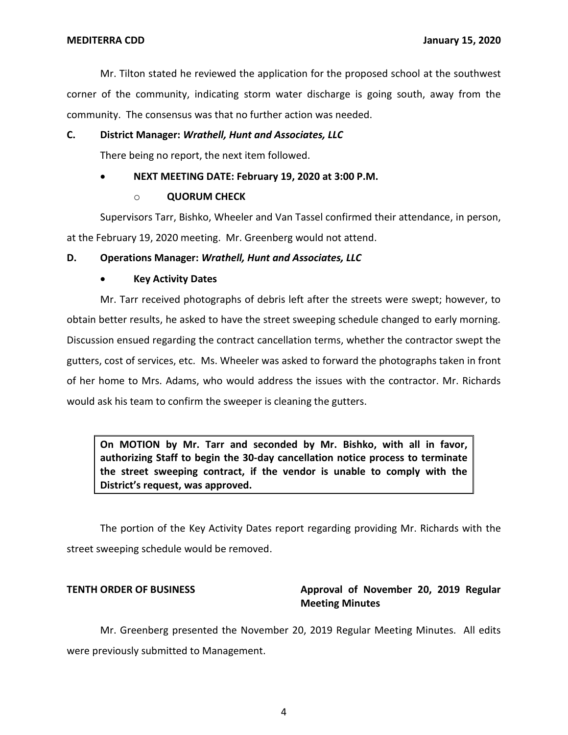Mr. Tilton stated he reviewed the application for the proposed school at the southwest corner of the community, indicating storm water discharge is going south, away from the community. The consensus was that no further action was needed.

**C. District Manager: *Wrathell, Hunt and Associates, LLC***

There being no report, the next item followed.

- **NEXT MEETING DATE: February 19, 2020 at 3:00 P.M.**
  - **QUORUM CHECK**

Supervisors Tarr, Bishko, Wheeler and Van Tassel confirmed their attendance, in person, at the February 19, 2020 meeting. Mr. Greenberg would not attend.

**D. Operations Manager: *Wrathell, Hunt and Associates, LLC***

- **Key Activity Dates**

Mr. Tarr received photographs of debris left after the streets were swept; however, to obtain better results, he asked to have the street sweeping schedule changed to early morning. Discussion ensued regarding the contract cancellation terms, whether the contractor swept the gutters, cost of services, etc. Ms. Wheeler was asked to forward the photographs taken in front of her home to Mrs. Adams, who would address the issues with the contractor. Mr. Richards would ask his team to confirm the sweeper is cleaning the gutters.

> **On MOTION by Mr. Tarr and seconded by Mr. Bishko, with all in favor, authorizing Staff to begin the 30-day cancellation notice process to terminate the street sweeping contract, if the vendor is unable to comply with the District's request, was approved.**

The portion of the Key Activity Dates report regarding providing Mr. Richards with the street sweeping schedule would be removed.

**TENTH ORDER OF BUSINESS** **Approval of November 20, 2019 Regular Meeting Minutes**

Mr. Greenberg presented the November 20, 2019 Regular Meeting Minutes. All edits were previously submitted to Management.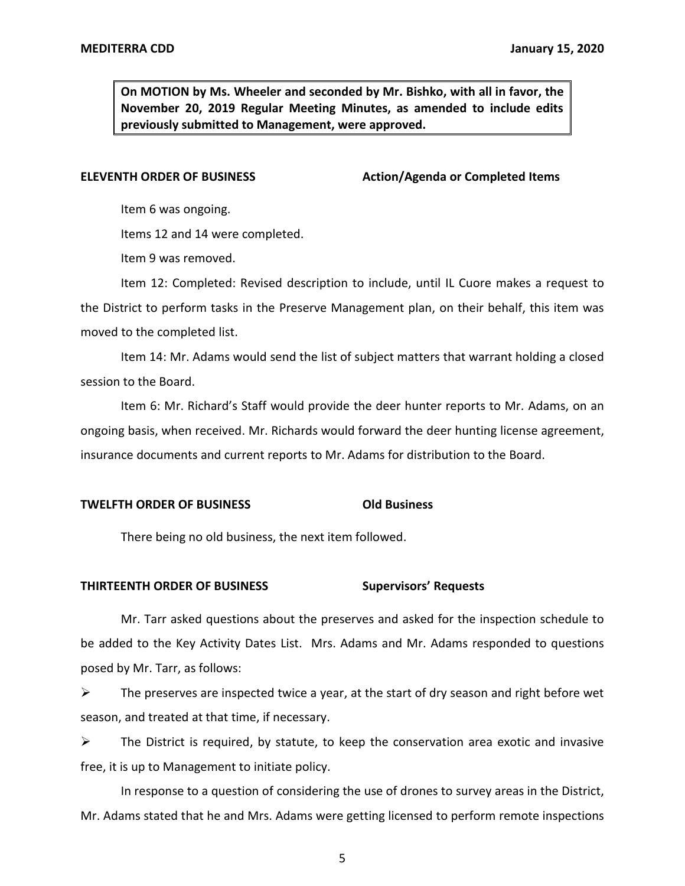**On MOTION by Ms. Wheeler and seconded by Mr. Bishko, with all in favor, the November 20, 2019 Regular Meeting Minutes, as amended to include edits previously submitted to Management, were approved.**

**ELEVENTH ORDER OF BUSINESS Action/Agenda or Completed Items**

Item 6 was ongoing.

Items 12 and 14 were completed.

Item 9 was removed.

Item 12: Completed: Revised description to include, until IL Cuore makes a request to the District to perform tasks in the Preserve Management plan, on their behalf, this item was moved to the completed list.

Item 14: Mr. Adams would send the list of subject matters that warrant holding a closed session to the Board.

Item 6: Mr. Richard's Staff would provide the deer hunter reports to Mr. Adams, on an ongoing basis, when received. Mr. Richards would forward the deer hunting license agreement, insurance documents and current reports to Mr. Adams for distribution to the Board.

**TWELFTH ORDER OF BUSINESS Old Business**

There being no old business, the next item followed.

**THIRTEENTH ORDER OF BUSINESS Supervisors' Requests**

Mr. Tarr asked questions about the preserves and asked for the inspection schedule to be added to the Key Activity Dates List. Mrs. Adams and Mr. Adams responded to questions posed by Mr. Tarr, as follows:

- The preserves are inspected twice a year, at the start of dry season and right before wet season, and treated at that time, if necessary.
- The District is required, by statute, to keep the conservation area exotic and invasive free, it is up to Management to initiate policy.

In response to a question of considering the use of drones to survey areas in the District, Mr. Adams stated that he and Mrs. Adams were getting licensed to perform remote inspections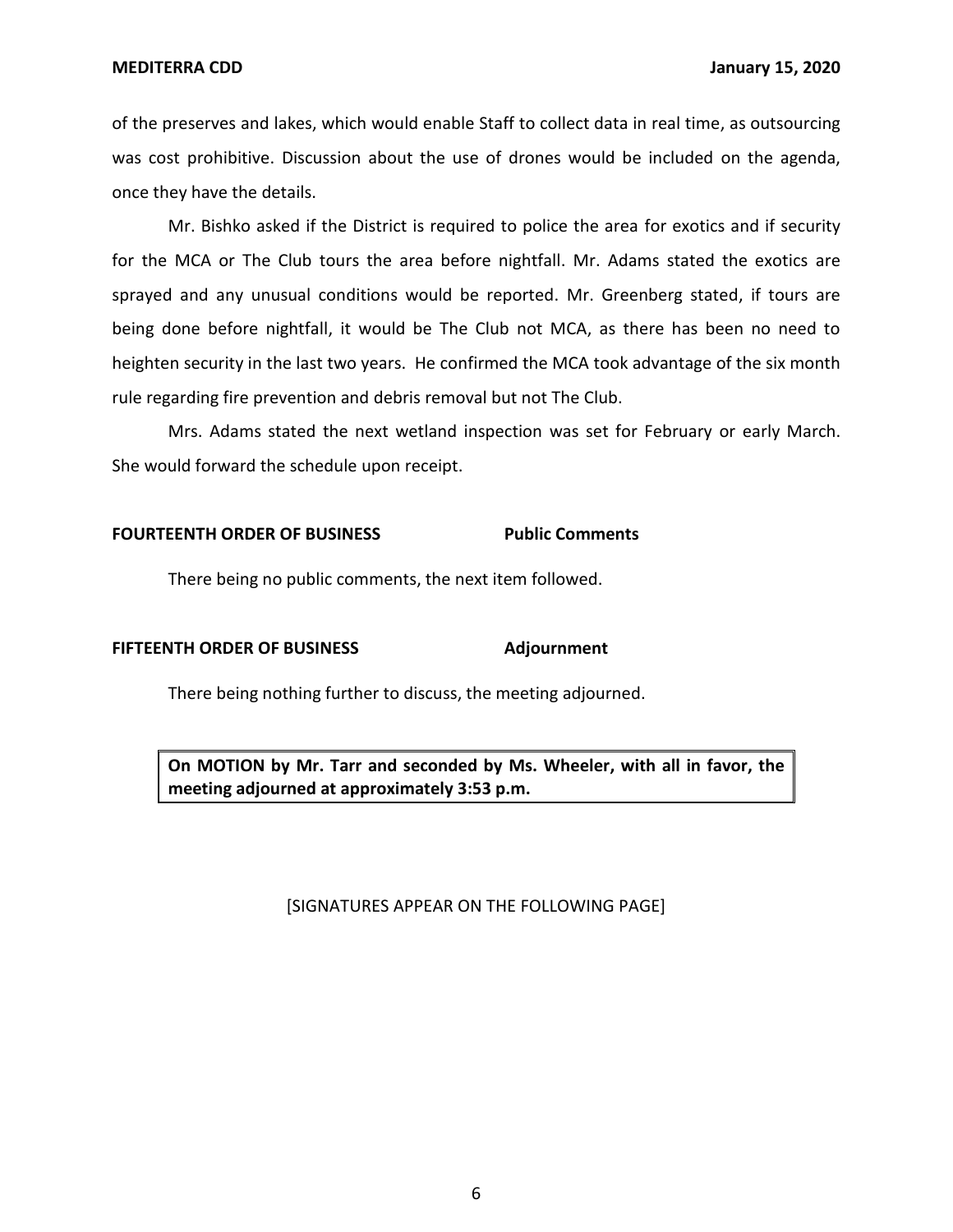of the preserves and lakes, which would enable Staff to collect data in real time, as outsourcing was cost prohibitive. Discussion about the use of drones would be included on the agenda, once they have the details.

Mr. Bishko asked if the District is required to police the area for exotics and if security for the MCA or The Club tours the area before nightfall. Mr. Adams stated the exotics are sprayed and any unusual conditions would be reported. Mr. Greenberg stated, if tours are being done before nightfall, it would be The Club not MCA, as there has been no need to heighten security in the last two years. He confirmed the MCA took advantage of the six month rule regarding fire prevention and debris removal but not The Club.

Mrs. Adams stated the next wetland inspection was set for February or early March. She would forward the schedule upon receipt.

**FOURTEENTH ORDER OF BUSINESS** **Public Comments**

There being no public comments, the next item followed.

**FIFTEENTH ORDER OF BUSINESS** **Adjournment**

There being nothing further to discuss, the meeting adjourned.

**On MOTION by Mr. Tarr and seconded by Ms. Wheeler, with all in favor, the meeting adjourned at approximately 3:53 p.m.**

[SIGNATURES APPEAR ON THE FOLLOWING PAGE]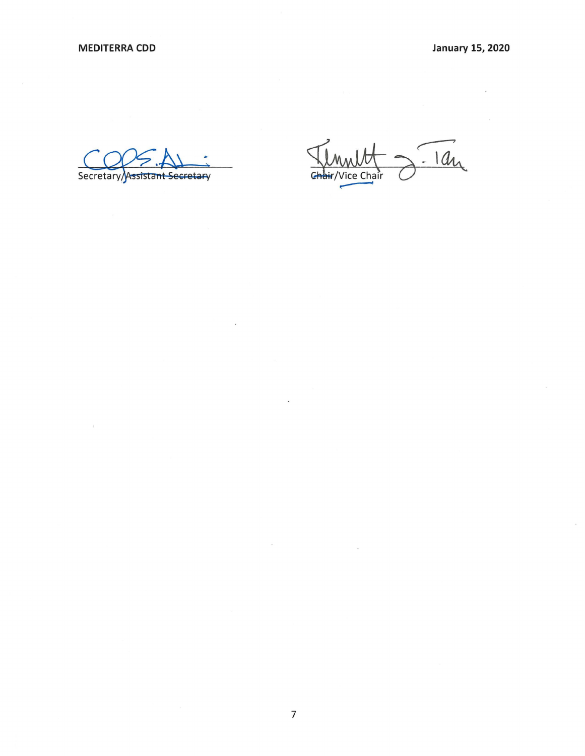___________________________
Secretary/~~Assistant Secretary~~

___________________________
~~Chair~~/Vice Chair